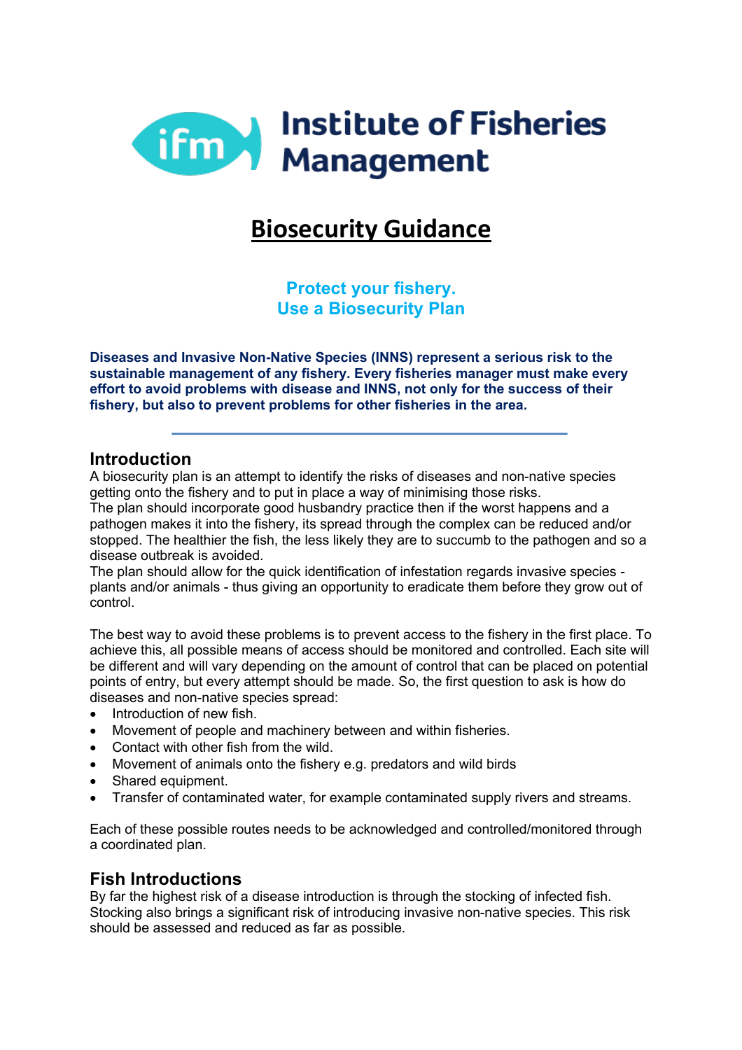Institute of Fisheries Management

# Biosecurity Guidance

**Protect your fishery.**
**Use a Biosecurity Plan**

**Diseases and Invasive Non-Native Species (INNS) represent a serious risk to the sustainable management of any fishery. Every fisheries manager must make every effort to avoid problems with disease and INNS, not only for the success of their fishery, but also to prevent problems for other fisheries in the area.**

---

## Introduction

A biosecurity plan is an attempt to identify the risks of diseases and non-native species getting onto the fishery and to put in place a way of minimising those risks.
The plan should incorporate good husbandry practice then if the worst happens and a pathogen makes it into the fishery, its spread through the complex can be reduced and/or stopped. The healthier the fish, the less likely they are to succumb to the pathogen and so a disease outbreak is avoided.
The plan should allow for the quick identification of infestation regards invasive species - plants and/or animals - thus giving an opportunity to eradicate them before they grow out of control.

The best way to avoid these problems is to prevent access to the fishery in the first place. To achieve this, all possible means of access should be monitored and controlled. Each site will be different and will vary depending on the amount of control that can be placed on potential points of entry, but every attempt should be made. So, the first question to ask is how do diseases and non-native species spread:

- Introduction of new fish.
- Movement of people and machinery between and within fisheries.
- Contact with other fish from the wild.
- Movement of animals onto the fishery e.g. predators and wild birds
- Shared equipment.
- Transfer of contaminated water, for example contaminated supply rivers and streams.

Each of these possible routes needs to be acknowledged and controlled/monitored through a coordinated plan.

## Fish Introductions

By far the highest risk of a disease introduction is through the stocking of infected fish. Stocking also brings a significant risk of introducing invasive non-native species. This risk should be assessed and reduced as far as possible.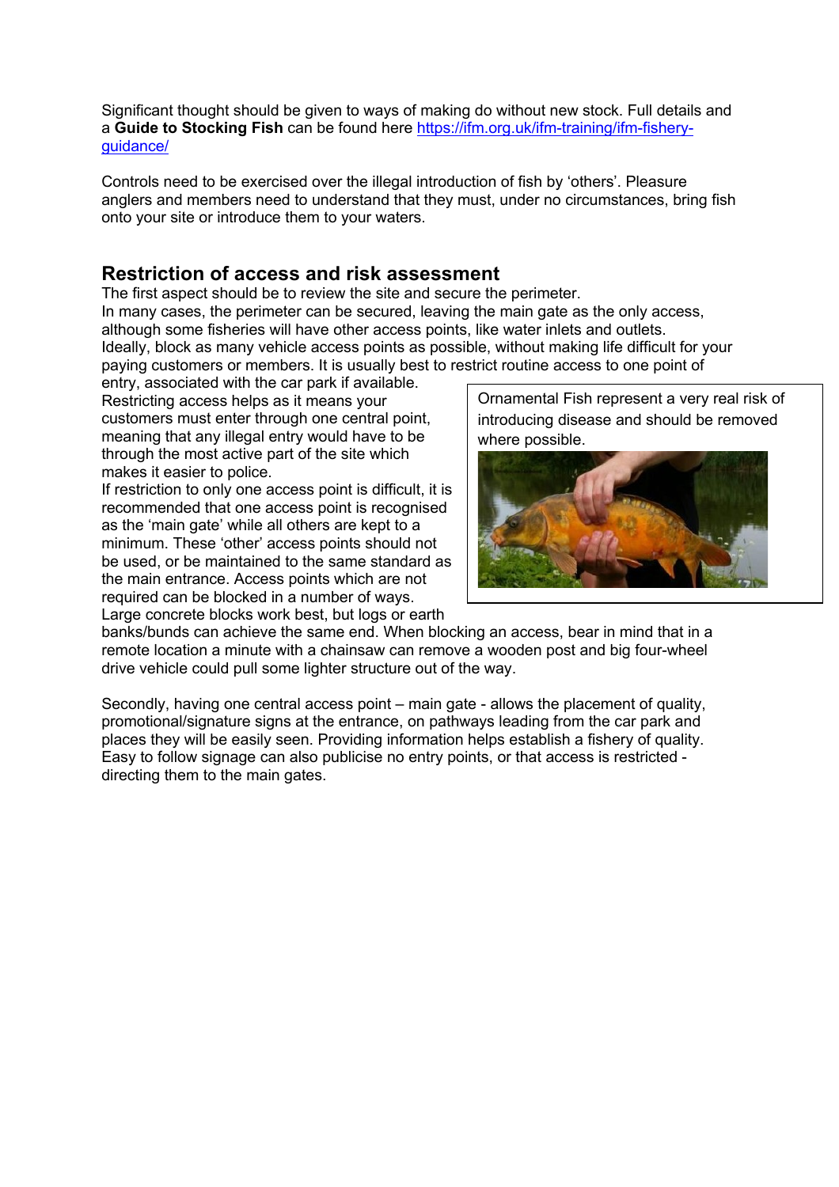Significant thought should be given to ways of making do without new stock. Full details and a **Guide to Stocking Fish** can be found here [https://ifm.org.uk/ifm-training/ifm-fishery-guidance/](https://ifm.org.uk/ifm-training/ifm-fishery-guidance/)

Controls need to be exercised over the illegal introduction of fish by 'others'. Pleasure anglers and members need to understand that they must, under no circumstances, bring fish onto your site or introduce them to your waters.

## Restriction of access and risk assessment

The first aspect should be to review the site and secure the perimeter.
In many cases, the perimeter can be secured, leaving the main gate as the only access, although some fisheries will have other access points, like water inlets and outlets.
Ideally, block as many vehicle access points as possible, without making life difficult for your paying customers or members. It is usually best to restrict routine access to one point of entry, associated with the car park if available.
Restricting access helps as it means your customers must enter through one central point, meaning that any illegal entry would have to be through the most active part of the site which makes it easier to police.
If restriction to only one access point is difficult, it is recommended that one access point is recognised as the 'main gate' while all others are kept to a minimum. These 'other' access points should not be used, or be maintained to the same standard as the main entrance. Access points which are not required can be blocked in a number of ways. Large concrete blocks work best, but logs or earth banks/bunds can achieve the same end. When blocking an access, bear in mind that in a remote location a minute with a chainsaw can remove a wooden post and big four-wheel drive vehicle could pull some lighter structure out of the way.

Ornamental Fish represent a very real risk of introducing disease and should be removed where possible.

Secondly, having one central access point – main gate - allows the placement of quality, promotional/signature signs at the entrance, on pathways leading from the car park and places they will be easily seen. Providing information helps establish a fishery of quality. Easy to follow signage can also publicise no entry points, or that access is restricted - directing them to the main gates.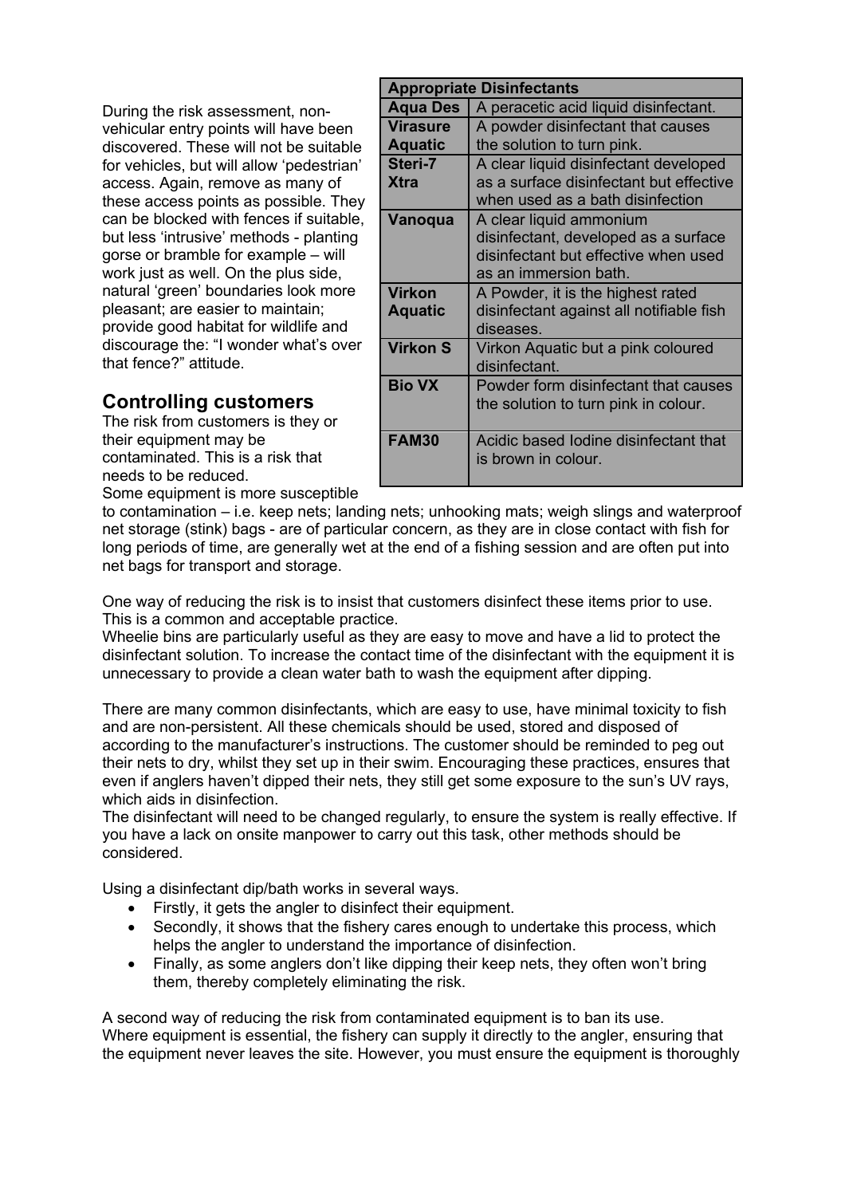During the risk assessment, non-vehicular entry points will have been discovered. These will not be suitable for vehicles, but will allow 'pedestrian' access. Again, remove as many of these access points as possible. They can be blocked with fences if suitable, but less 'intrusive' methods - planting gorse or bramble for example – will work just as well. On the plus side, natural 'green' boundaries look more pleasant; are easier to maintain; provide good habitat for wildlife and discourage the: "I wonder what's over that fence?" attitude.

| **Appropriate Disinfectants** | |
|---|---|
| **Aqua Des** | A peracetic acid liquid disinfectant. |
| **Virasure Aquatic** | A powder disinfectant that causes the solution to turn pink. |
| **Steri-7 Xtra** | A clear liquid disinfectant developed as a surface disinfectant but effective when used as a bath disinfection |
| **Vanoqua** | A clear liquid ammonium disinfectant, developed as a surface disinfectant but effective when used as an immersion bath. |
| **Virkon Aquatic** | A Powder, it is the highest rated disinfectant against all notifiable fish diseases. |
| **Virkon S** | Virkon Aquatic but a pink coloured disinfectant. |
| **Bio VX** | Powder form disinfectant that causes the solution to turn pink in colour. |
| **FAM30** | Acidic based Iodine disinfectant that is brown in colour. |

## Controlling customers

The risk from customers is they or their equipment may be contaminated. This is a risk that needs to be reduced.
Some equipment is more susceptible to contamination – i.e. keep nets; landing nets; unhooking mats; weigh slings and waterproof net storage (stink) bags - are of particular concern, as they are in close contact with fish for long periods of time, are generally wet at the end of a fishing session and are often put into net bags for transport and storage.

One way of reducing the risk is to insist that customers disinfect these items prior to use. This is a common and acceptable practice.
Wheelie bins are particularly useful as they are easy to move and have a lid to protect the disinfectant solution. To increase the contact time of the disinfectant with the equipment it is unnecessary to provide a clean water bath to wash the equipment after dipping.

There are many common disinfectants, which are easy to use, have minimal toxicity to fish and are non-persistent. All these chemicals should be used, stored and disposed of according to the manufacturer's instructions. The customer should be reminded to peg out their nets to dry, whilst they set up in their swim. Encouraging these practices, ensures that even if anglers haven't dipped their nets, they still get some exposure to the sun's UV rays, which aids in disinfection.
The disinfectant will need to be changed regularly, to ensure the system is really effective. If you have a lack on onsite manpower to carry out this task, other methods should be considered.

Using a disinfectant dip/bath works in several ways.

- Firstly, it gets the angler to disinfect their equipment.
- Secondly, it shows that the fishery cares enough to undertake this process, which helps the angler to understand the importance of disinfection.
- Finally, as some anglers don't like dipping their keep nets, they often won't bring them, thereby completely eliminating the risk.

A second way of reducing the risk from contaminated equipment is to ban its use.
Where equipment is essential, the fishery can supply it directly to the angler, ensuring that the equipment never leaves the site. However, you must ensure the equipment is thoroughly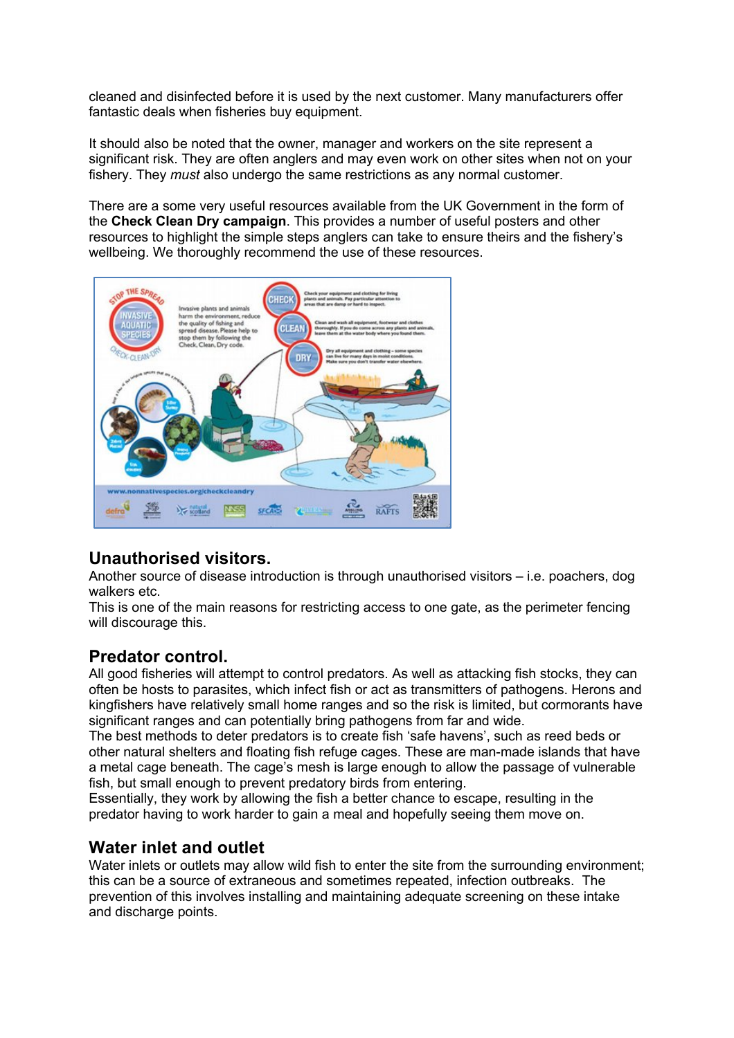cleaned and disinfected before it is used by the next customer. Many manufacturers offer fantastic deals when fisheries buy equipment.

It should also be noted that the owner, manager and workers on the site represent a significant risk. They are often anglers and may even work on other sites when not on your fishery. They *must* also undergo the same restrictions as any normal customer.

There are a some very useful resources available from the UK Government in the form of the **Check Clean Dry campaign**. This provides a number of useful posters and other resources to highlight the simple steps anglers can take to ensure theirs and the fishery's wellbeing. We thoroughly recommend the use of these resources.

## Unauthorised visitors.

Another source of disease introduction is through unauthorised visitors – i.e. poachers, dog walkers etc.
This is one of the main reasons for restricting access to one gate, as the perimeter fencing will discourage this.

## Predator control.

All good fisheries will attempt to control predators. As well as attacking fish stocks, they can often be hosts to parasites, which infect fish or act as transmitters of pathogens. Herons and kingfishers have relatively small home ranges and so the risk is limited, but cormorants have significant ranges and can potentially bring pathogens from far and wide.
The best methods to deter predators is to create fish 'safe havens', such as reed beds or other natural shelters and floating fish refuge cages. These are man-made islands that have a metal cage beneath. The cage's mesh is large enough to allow the passage of vulnerable fish, but small enough to prevent predatory birds from entering.
Essentially, they work by allowing the fish a better chance to escape, resulting in the predator having to work harder to gain a meal and hopefully seeing them move on.

## Water inlet and outlet

Water inlets or outlets may allow wild fish to enter the site from the surrounding environment; this can be a source of extraneous and sometimes repeated, infection outbreaks. The prevention of this involves installing and maintaining adequate screening on these intake and discharge points.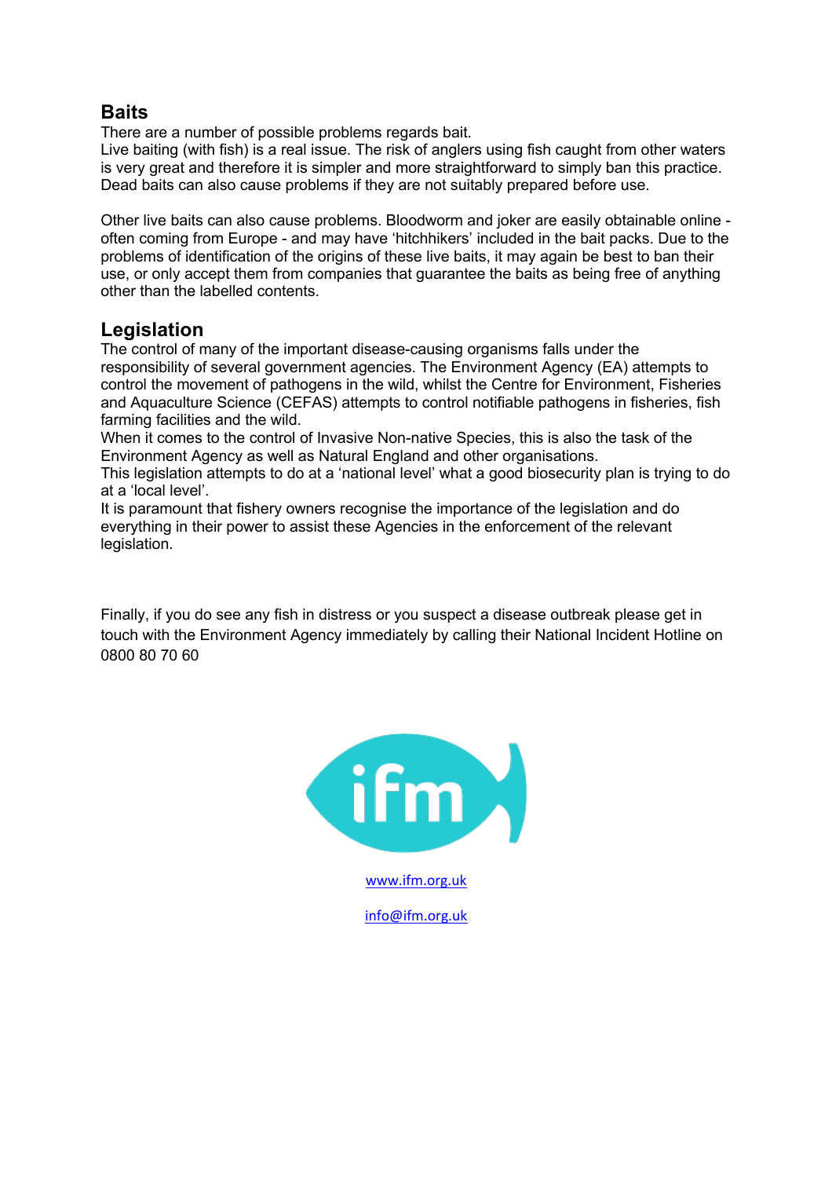## Baits

There are a number of possible problems regards bait.
Live baiting (with fish) is a real issue. The risk of anglers using fish caught from other waters is very great and therefore it is simpler and more straightforward to simply ban this practice. Dead baits can also cause problems if they are not suitably prepared before use.

Other live baits can also cause problems. Bloodworm and joker are easily obtainable online - often coming from Europe - and may have 'hitchhikers' included in the bait packs. Due to the problems of identification of the origins of these live baits, it may again be best to ban their use, or only accept them from companies that guarantee the baits as being free of anything other than the labelled contents.

## Legislation

The control of many of the important disease-causing organisms falls under the responsibility of several government agencies. The Environment Agency (EA) attempts to control the movement of pathogens in the wild, whilst the Centre for Environment, Fisheries and Aquaculture Science (CEFAS) attempts to control notifiable pathogens in fisheries, fish farming facilities and the wild.
When it comes to the control of Invasive Non-native Species, this is also the task of the Environment Agency as well as Natural England and other organisations.
This legislation attempts to do at a 'national level' what a good biosecurity plan is trying to do at a 'local level'.
It is paramount that fishery owners recognise the importance of the legislation and do everything in their power to assist these Agencies in the enforcement of the relevant legislation.

Finally, if you do see any fish in distress or you suspect a disease outbreak please get in touch with the Environment Agency immediately by calling their National Incident Hotline on 0800 80 70 60

ifm

www.ifm.org.uk

info@ifm.org.uk